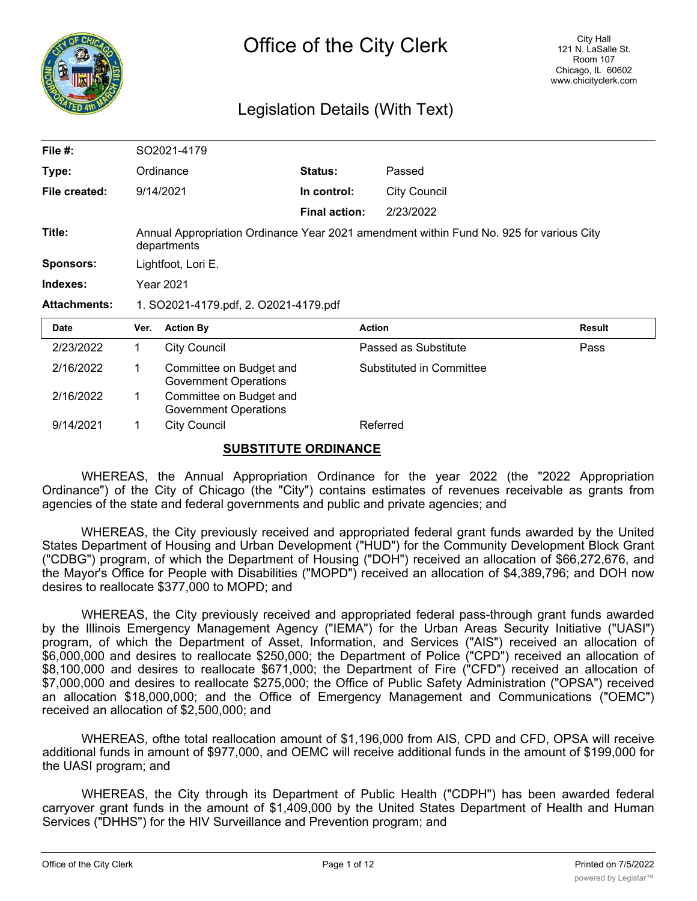# Office of the City Clerk

City Hall
121 N. LaSalle St.
Room 107
Chicago, IL 60602
www.chicityclerk.com

## Legislation Details (With Text)

| | | | |
|---|---|---|---|
| **File #:** | SO2021-4179 | | |
| **Type:** | Ordinance | **Status:** | Passed |
| **File created:** | 9/14/2021 | **In control:** | City Council |
| | | **Final action:** | 2/23/2022 |
| **Title:** | Annual Appropriation Ordinance Year 2021 amendment within Fund No. 925 for various City departments | | |
| **Sponsors:** | Lightfoot, Lori E. | | |
| **Indexes:** | Year 2021 | | |
| **Attachments:** | 1. SO2021-4179.pdf, 2. O2021-4179.pdf | | |

| Date | Ver. | Action By | Action | Result |
|---|---|---|---|---|
| 2/23/2022 | 1 | City Council | Passed as Substitute | Pass |
| 2/16/2022 | 1 | Committee on Budget and Government Operations | Substituted in Committee | |
| 2/16/2022 | 1 | Committee on Budget and Government Operations | | |
| 9/14/2021 | 1 | City Council | Referred | |

**SUBSTITUTE ORDINANCE**

WHEREAS, the Annual Appropriation Ordinance for the year 2022 (the "2022 Appropriation Ordinance") of the City of Chicago (the "City") contains estimates of revenues receivable as grants from agencies of the state and federal governments and public and private agencies; and

WHEREAS, the City previously received and appropriated federal grant funds awarded by the United States Department of Housing and Urban Development ("HUD") for the Community Development Block Grant ("CDBG") program, of which the Department of Housing ("DOH") received an allocation of $66,272,676, and the Mayor's Office for People with Disabilities ("MOPD") received an allocation of $4,389,796; and DOH now desires to reallocate $377,000 to MOPD; and

WHEREAS, the City previously received and appropriated federal pass-through grant funds awarded by the Illinois Emergency Management Agency ("IEMA") for the Urban Areas Security Initiative ("UASI") program, of which the Department of Asset, Information, and Services ("AIS") received an allocation of $6,000,000 and desires to reallocate $250,000; the Department of Police ("CPD") received an allocation of $8,100,000 and desires to reallocate $671,000; the Department of Fire ("CFD") received an allocation of $7,000,000 and desires to reallocate $275,000; the Office of Public Safety Administration ("OPSA") received an allocation $18,000,000; and the Office of Emergency Management and Communications ("OEMC") received an allocation of $2,500,000; and

WHEREAS, ofthe total reallocation amount of $1,196,000 from AIS, CPD and CFD, OPSA will receive additional funds in amount of $977,000, and OEMC will receive additional funds in the amount of $199,000 for the UASI program; and

WHEREAS, the City through its Department of Public Health ("CDPH") has been awarded federal carryover grant funds in the amount of $1,409,000 by the United States Department of Health and Human Services ("DHHS") for the HIV Surveillance and Prevention program; and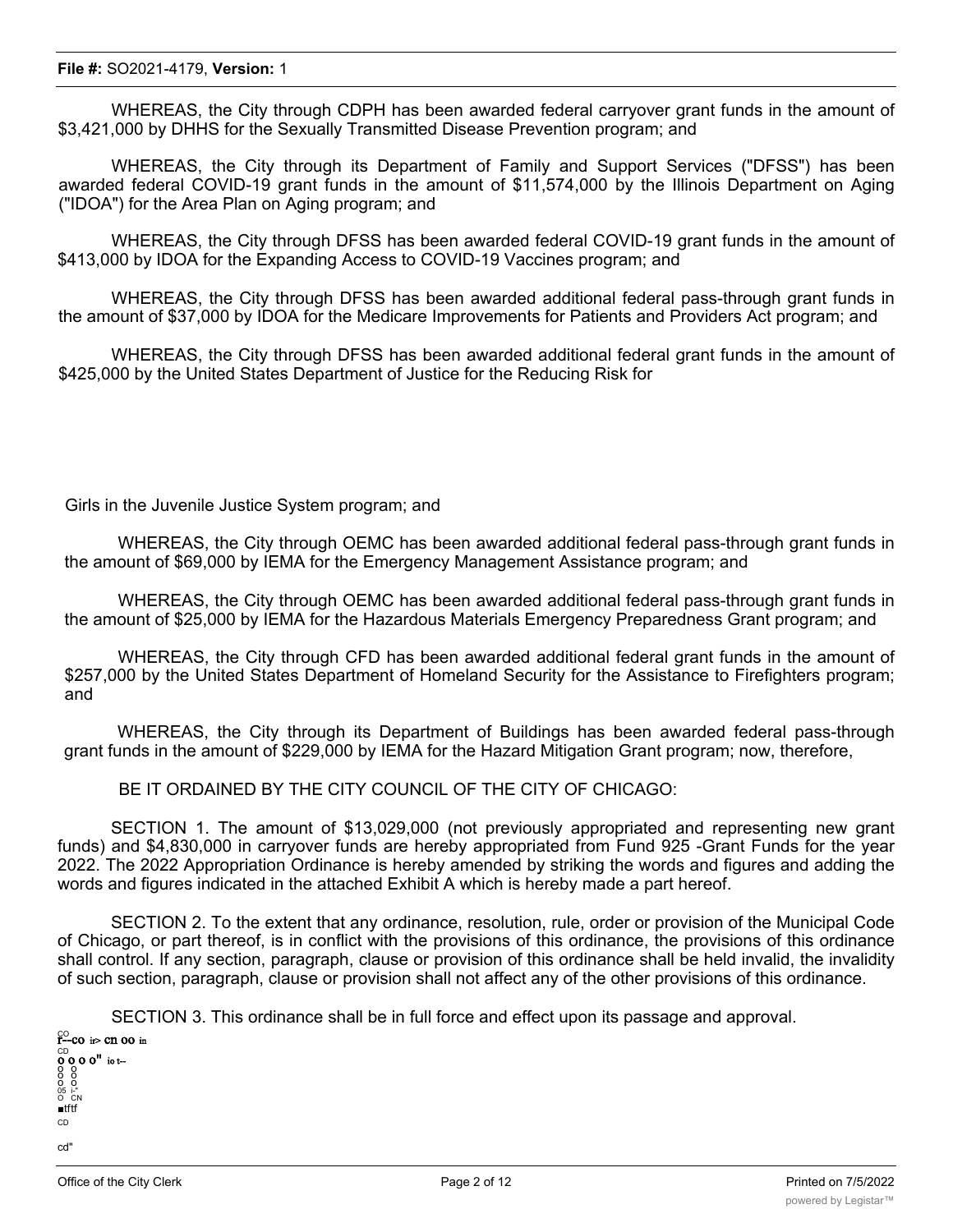WHEREAS, the City through CDPH has been awarded federal carryover grant funds in the amount of $3,421,000 by DHHS for the Sexually Transmitted Disease Prevention program; and

WHEREAS, the City through its Department of Family and Support Services ("DFSS") has been awarded federal COVID-19 grant funds in the amount of $11,574,000 by the Illinois Department on Aging ("IDOA") for the Area Plan on Aging program; and

WHEREAS, the City through DFSS has been awarded federal COVID-19 grant funds in the amount of $413,000 by IDOA for the Expanding Access to COVID-19 Vaccines program; and

WHEREAS, the City through DFSS has been awarded additional federal pass-through grant funds in the amount of $37,000 by IDOA for the Medicare Improvements for Patients and Providers Act program; and

WHEREAS, the City through DFSS has been awarded additional federal grant funds in the amount of $425,000 by the United States Department of Justice for the Reducing Risk for Girls in the Juvenile Justice System program; and

WHEREAS, the City through OEMC has been awarded additional federal pass-through grant funds in the amount of $69,000 by IEMA for the Emergency Management Assistance program; and

WHEREAS, the City through OEMC has been awarded additional federal pass-through grant funds in the amount of $25,000 by IEMA for the Hazardous Materials Emergency Preparedness Grant program; and

WHEREAS, the City through CFD has been awarded additional federal grant funds in the amount of $257,000 by the United States Department of Homeland Security for the Assistance to Firefighters program; and

WHEREAS, the City through its Department of Buildings has been awarded federal pass-through grant funds in the amount of $229,000 by IEMA for the Hazard Mitigation Grant program; now, therefore,

BE IT ORDAINED BY THE CITY COUNCIL OF THE CITY OF CHICAGO:

SECTION 1. The amount of $13,029,000 (not previously appropriated and representing new grant funds) and $4,830,000 in carryover funds are hereby appropriated from Fund 925 -Grant Funds for the year 2022. The 2022 Appropriation Ordinance is hereby amended by striking the words and figures and adding the words and figures indicated in the attached Exhibit A which is hereby made a part hereof.

SECTION 2. To the extent that any ordinance, resolution, rule, order or provision of the Municipal Code of Chicago, or part thereof, is in conflict with the provisions of this ordinance, the provisions of this ordinance shall control. If any section, paragraph, clause or provision of this ordinance shall be held invalid, the invalidity of such section, paragraph, clause or provision shall not affect any of the other provisions of this ordinance.

SECTION 3. This ordinance shall be in full force and effect upon its passage and approval.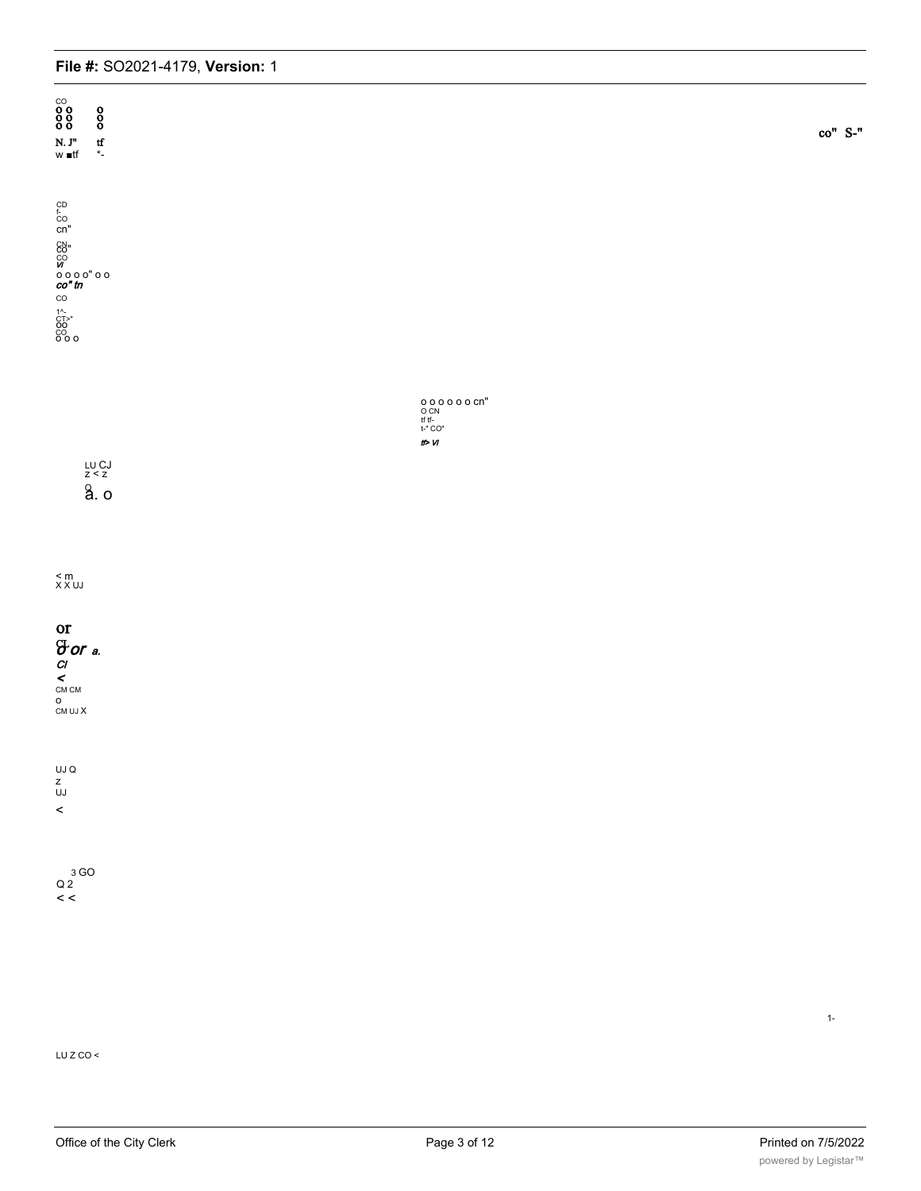CO
O O O
O O O
O O O

N. J" tf
w ■tf *-

co" S-"

CD
f-
CO
cn"

CN
CO"
CO
*VI*
o o o o" o o
*co" tn*
CO

1^-
CT>"
OO
CO
o o o

o o o o o o o cn"
O CN
tf tf-
t-" CO"
*tf> VI*

LU CJ
z < z
O
a. o

< m
X X UJ

or
CJ
*o or a.*
*Cl*
*<*
CM CM
o
CM UJ X

UJ Q
z
UJ
<

3 GO
Q 2
< <

1-

LU Z CO <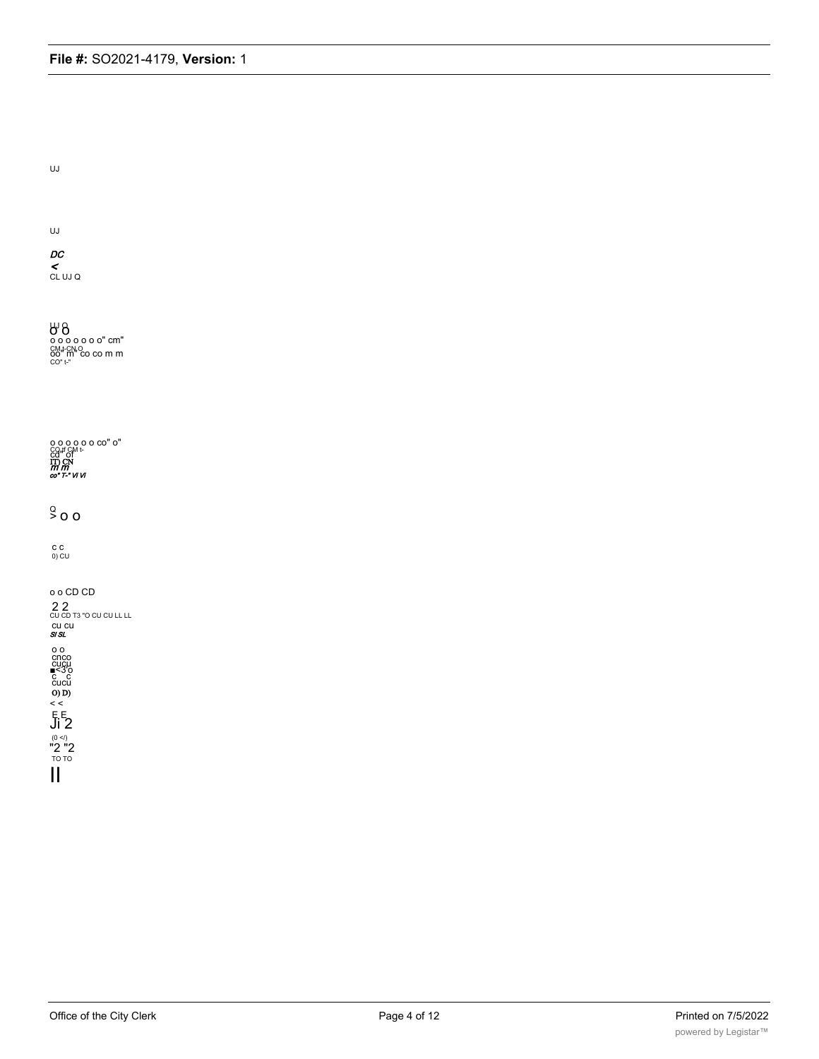UJ

UJ

*DC*
*<*
CL UJ Q

UJ O
o o
o o o o o o o" cm"
CM I-CN O
oo" m" co co m m
CO" t-"

o o o o o o co" o"
CO if CM t-
cd" of
IT) CN
*m m*
*co" T-" VI VI*

Q
> o o

c c
0) CU

o o CD CD
2 2
CU CD T3 "O CU CU LL LL
cu cu
*SI SL*
o o
cnco
cucu
■<3'o
c c
cucu
O) D)
< <
E E
Ji 2
(0 </)
"2 "2
TO TO
II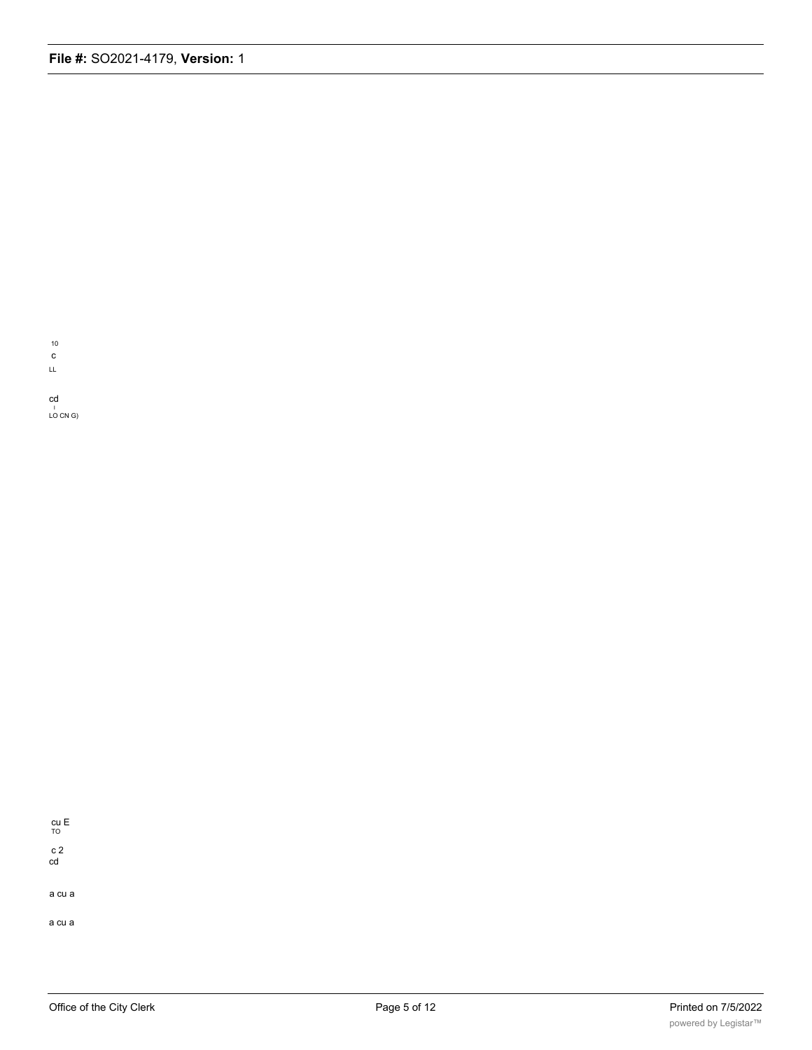10
c
LL

cd
I
LO CN G)

cu E
TO

c 2
cd

a cu a

a cu a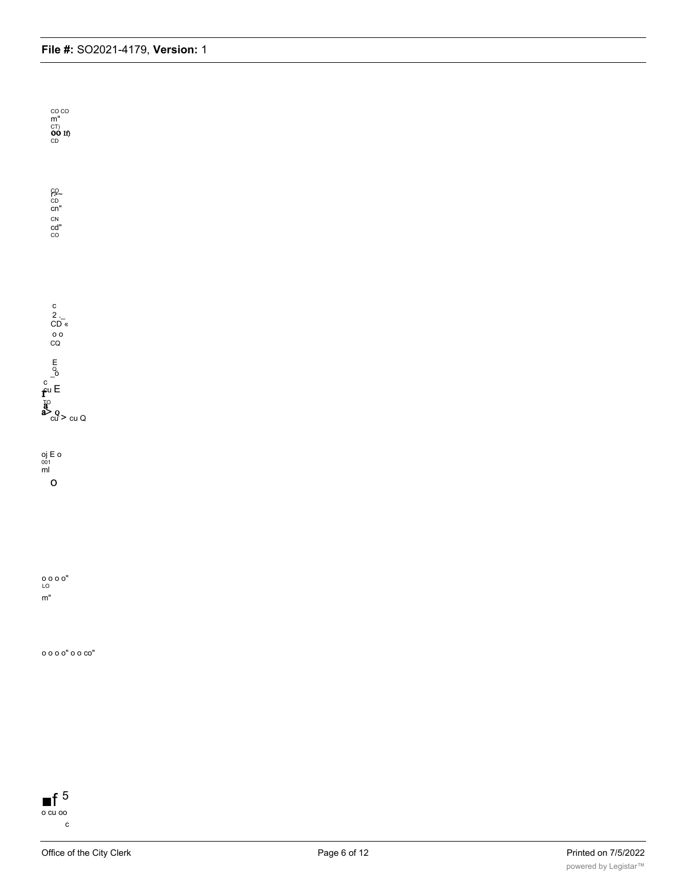CO CO
m"
CT)
OO If)
CD

CO
r>~
CD
cn"
CN
cd"
CO

c
2 ._
CD «
o o
CQ

E
O
_o
c
f
cu E
TO
a
a> Q
cu > cu Q

oj E o
001
ml

O

o o o o"
LO
m"

o o o o" o o co"

■f 5
o cu oo
c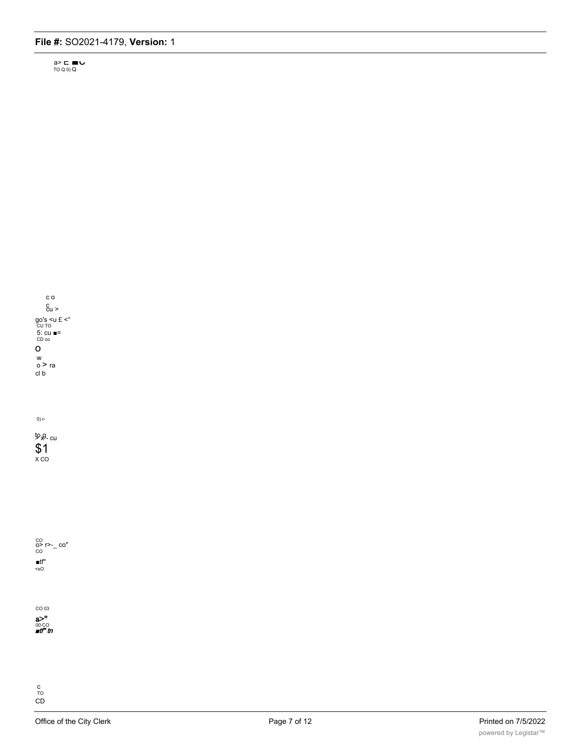a> c ■C
TO Q 0) Q

c o
c
cu >
go's <u £ <°
CU TO
5: cu ■=
CD co
O
w
o > ra
cl b

0) r-

to g
> x- cu
$1
X CO

CO
o> r>-_ co"
CO
■tf"
<sO

CO 03
a>"
00 CO
■tf" tn

c
TO
CD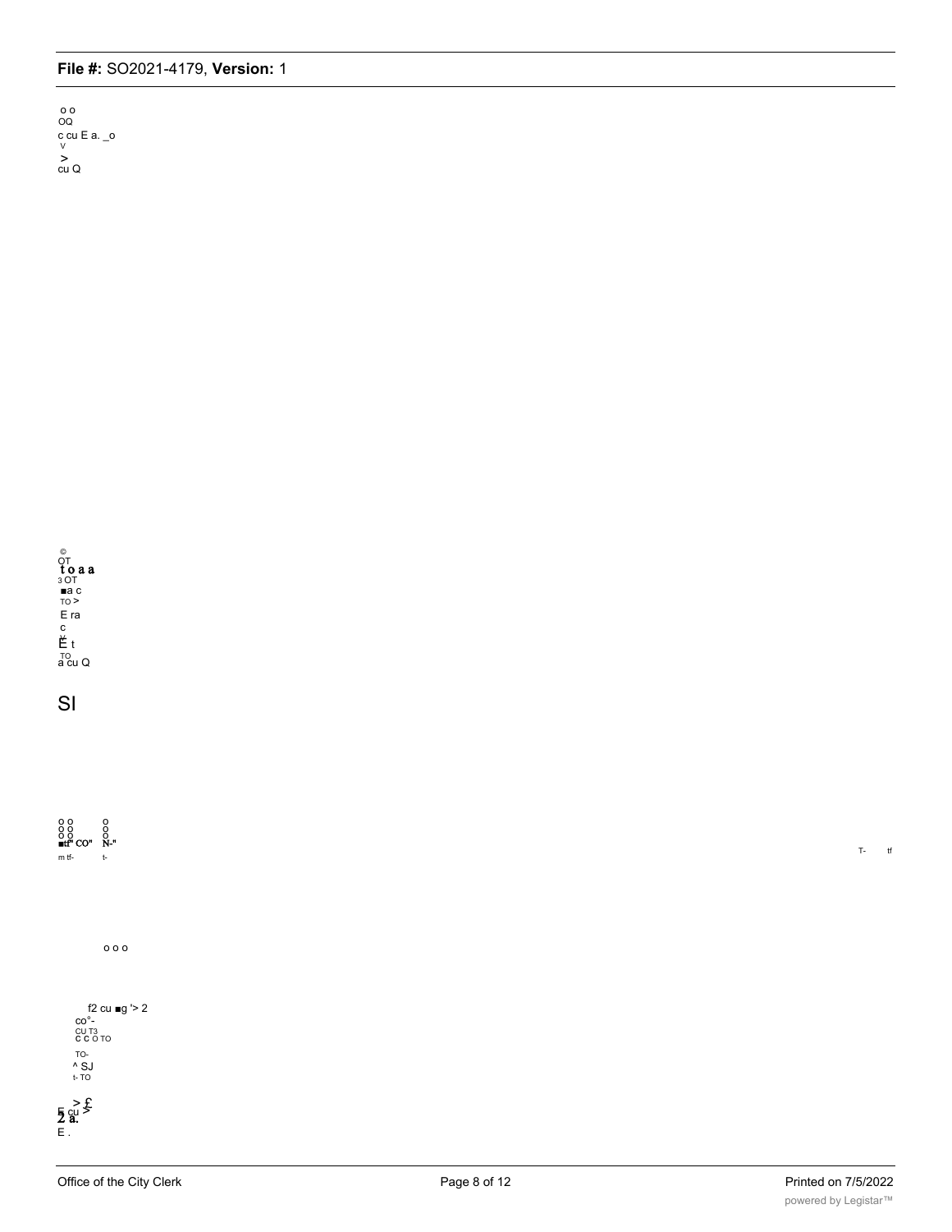o o
OQ
c cu E a. _o
v
>
cu Q

©
OT
t o a a
3 OT
■a c
TO >
E ra
c
E t
TO
a cu Q

SI

o o o
o o o
o o o
■tf" CO" N-"
m tf- t-

T- tf

o o o

f2 cu ■g '> 2
co°-
CU T3
C C O TO
TO-
^ SJ
t- TO

> £
E cu >
2 a.
E .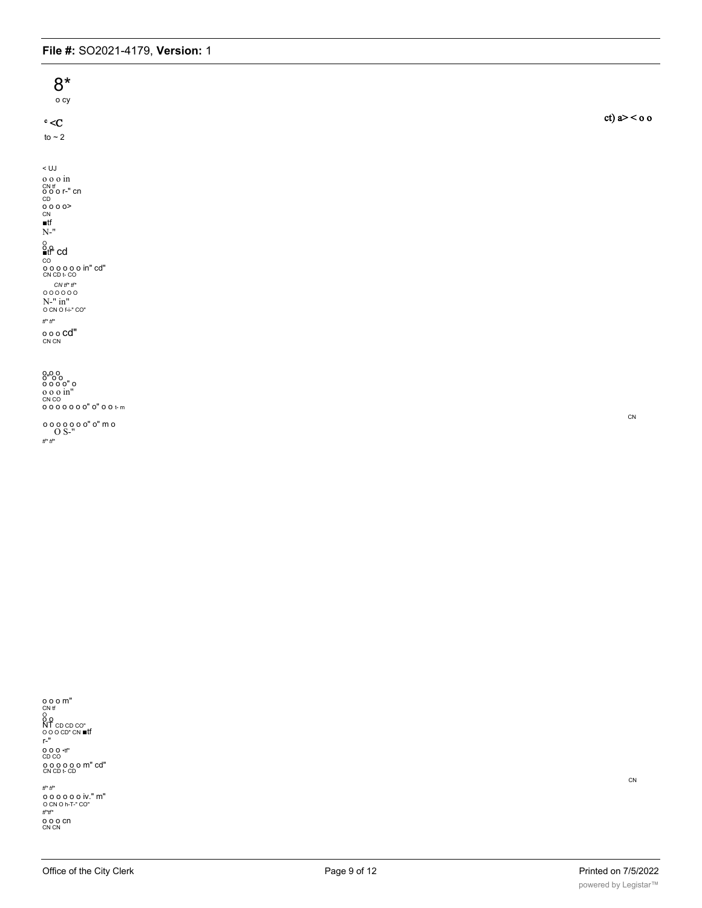8*

o cy

° <C

ct) a> < o o

to ~ 2

< UJ
o o o in
CN tf
o o o r-" cn
CD
o o o o>
CN
■tf
N-"

o o
■tf cd
CO
o o o o o o in" cd"
CN CD t- CO

CN tf* tf*
o o o o o o
N-" in"
O CN O f-i-" CO"

tf* tf*
o o o cd"
CN CN

o o o
o" o o
o o o o" o
o o o in"
CN CO
o o o o o o o" o" o o t- m

o o o o o o o" o" m o
O S-"
tf* tf*

CN

o o o m"
CN tf
o
o o
NT CD CD CO"
O O O CD" CN ■tf
r-"
o o o •tf"
CD CO
o o o o o o m" cd"
CN CD t- CD

CN

tf* tf*
o o o o o o iv." m"
O CN O h-T-" CO"
tf*tf*
o o o cn
CN CN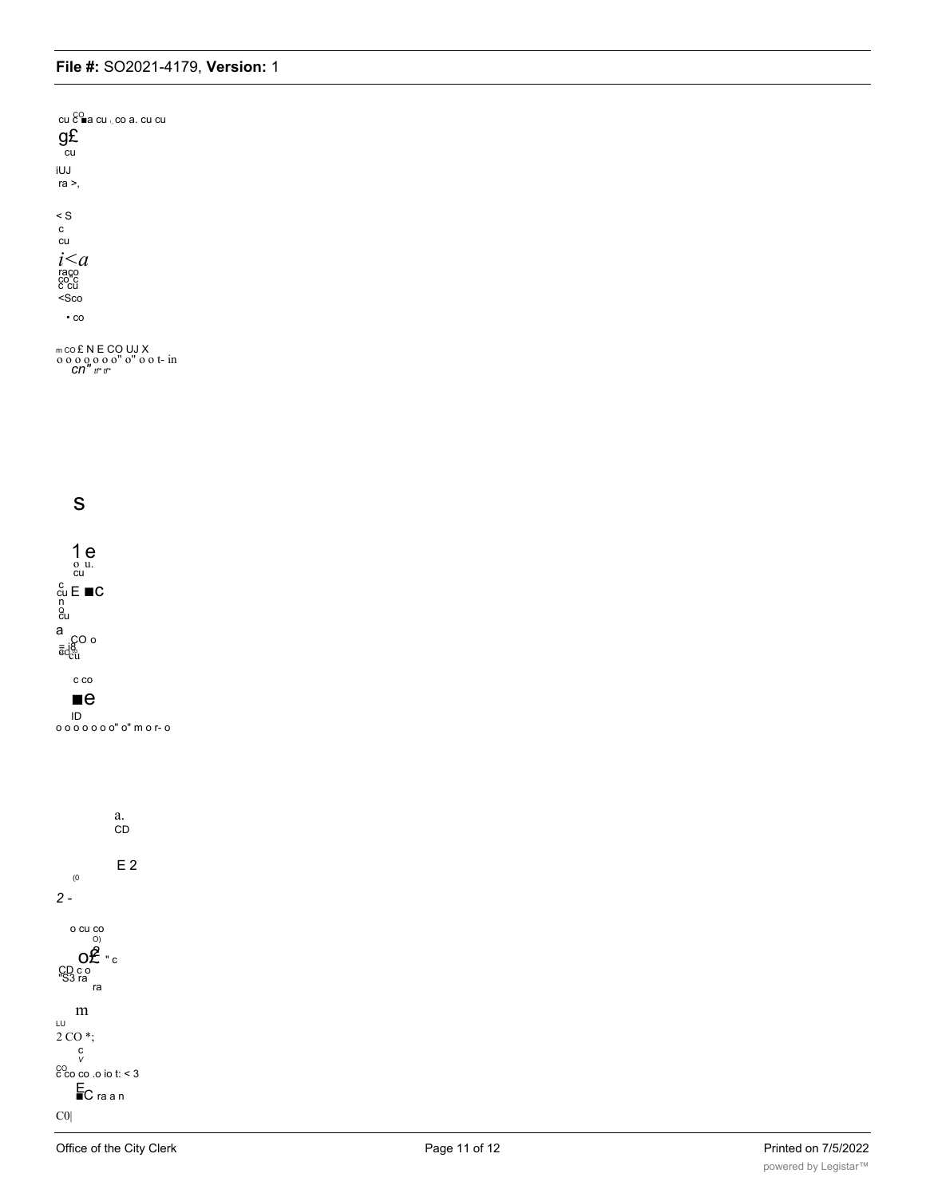cu c CO ■a cu ι. co a. cu cu

g£

cu

iUJ

ra >,

< S

c

cu

*i<a*

raco

co c

c cu

<Sco

• co

m CO £ N E CO UJ X

o o o o o o o" o" o o t- in

*cn" tf* tf**

S

1 e

o u.

cu

c

cu E ■C

n

o

cu

a

CO o

= i8

cd cu

c co

■e

ID

o o o o o o o" o" m o r- o

a.

CD

E 2

(0

*2 -*

o cu co

O)

o£ " c

CD c o

"S3 ra

ra

m

LU

2 CO *;

c

*V*

CO

c co co .o io t: < 3

E

■C ra a n

C0|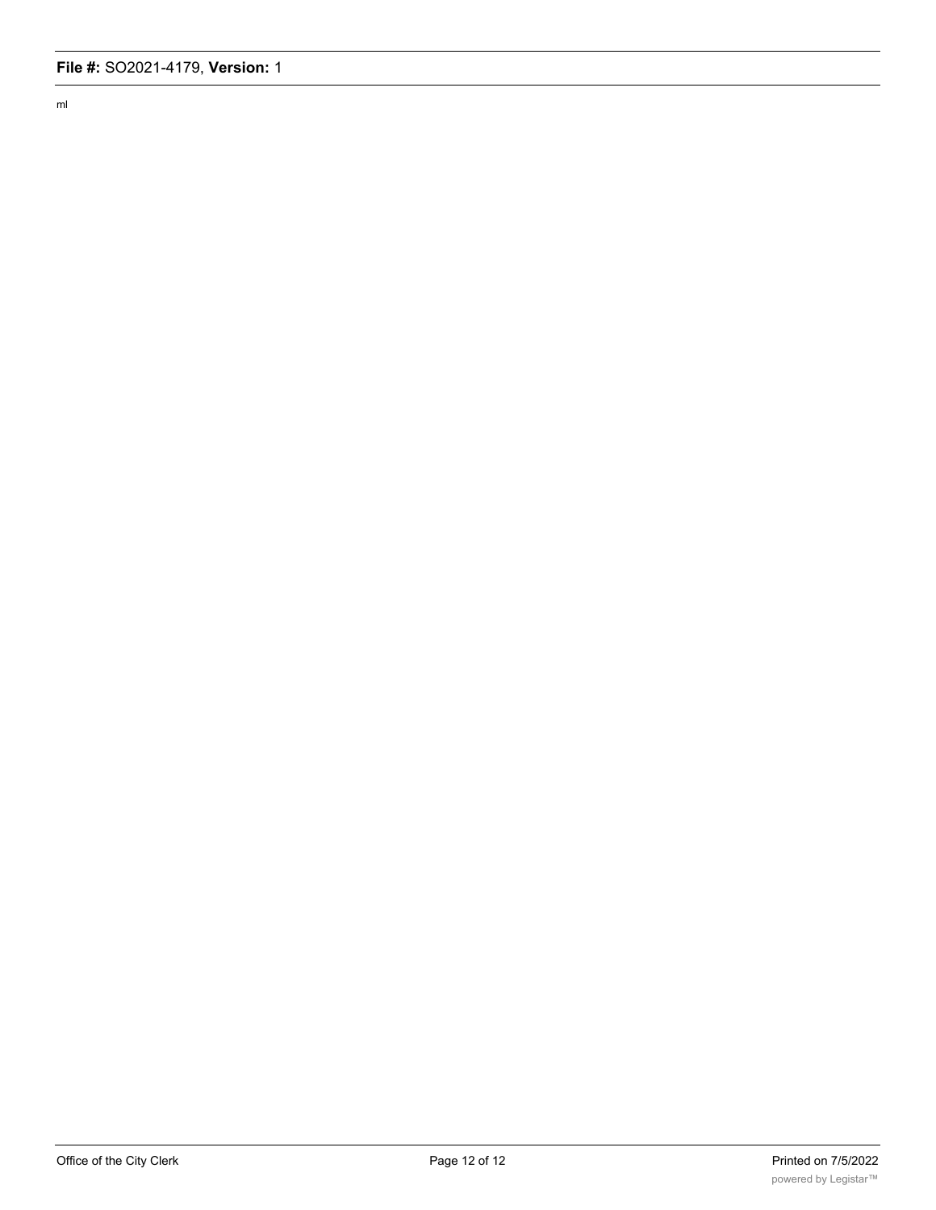ml